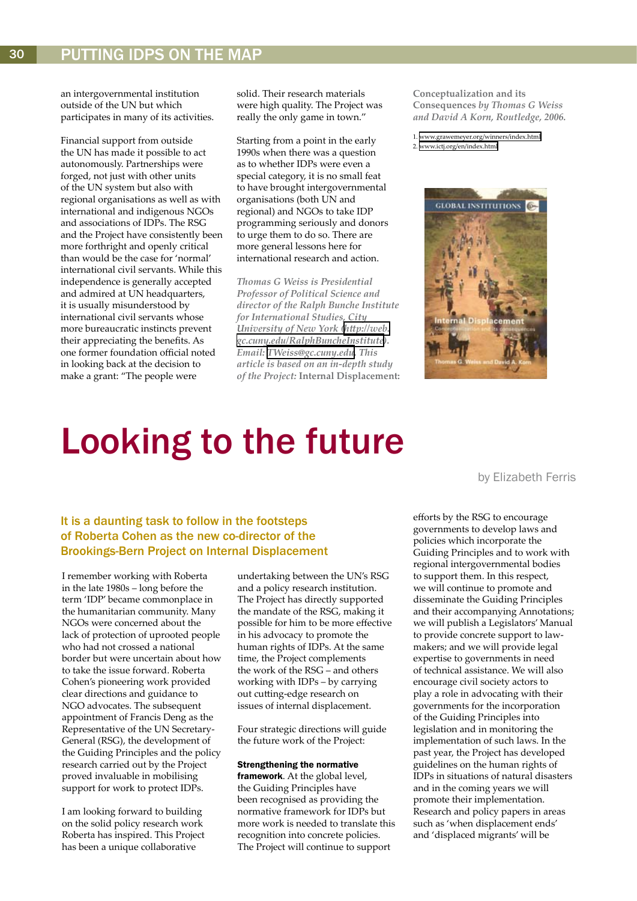an intergovernmental institution outside of the UN but which participates in many of its activities.

Financial support from outside the UN has made it possible to act autonomously. Partnerships were forged, not just with other units of the UN system but also with regional organisations as well as with international and indigenous NGOs and associations of IDPs. The RSG and the Project have consistently been more forthright and openly critical than would be the case for 'normal' international civil servants. While this independence is generally accepted and admired at UN headquarters, it is usually misunderstood by international civil servants whose more bureaucratic instincts prevent their appreciating the benefits. As one former foundation official noted in looking back at the decision to make a grant: "The people were solid. Their research materials were high quality. The Project was really the only game in town."

Starting from a point in the early 1990s when there was a question as to whether IDPs were even a special category, it is no small feat to have brought intergovernmental organisations (both UN and regional) and NGOs to take IDP programming seriously and donors to urge them to do so. There are more general lessons here for international research and action.

*Thomas G Weiss is Presidential Professor of Political Science and director of the Ralph Bunche Institute for International Studies, City University of New York (http://web.gc.cuny.edu/RalphBuncheInstitute). Email: TWeiss@gc.cuny.edu. This article is based on an in-depth study of the Project:* **Internal Displacement: Conceptualization and its Consequences** *by Thomas G Weiss and David A Korn, Routledge, 2006.*

1. www.grawemeyer.org/winners/index.html
2. www.ictj.org/en/index.html

GLOBAL INSTITUTIONS

Internal Displacement

Conceptualization and its consequences

Thomas G. Weiss and David A. Korn

# Looking to the future

by Elizabeth Ferris

## It is a daunting task to follow in the footsteps of Roberta Cohen as the new co-director of the Brookings-Bern Project on Internal Displacement

I remember working with Roberta in the late 1980s – long before the term 'IDP' became commonplace in the humanitarian community. Many NGOs were concerned about the lack of protection of uprooted people who had not crossed a national border but were uncertain about how to take the issue forward. Roberta Cohen's pioneering work provided clear directions and guidance to NGO advocates. The subsequent appointment of Francis Deng as the Representative of the UN Secretary-General (RSG), the development of the Guiding Principles and the policy research carried out by the Project proved invaluable in mobilising support for work to protect IDPs.

I am looking forward to building on the solid policy research work Roberta has inspired. This Project has been a unique collaborative undertaking between the UN's RSG and a policy research institution. The Project has directly supported the mandate of the RSG, making it possible for him to be more effective in his advocacy to promote the human rights of IDPs. At the same time, the Project complements the work of the RSG – and others working with IDPs – by carrying out cutting-edge research on issues of internal displacement.

Four strategic directions will guide the future work of the Project:

**Strengthening the normative framework**. At the global level, the Guiding Principles have been recognised as providing the normative framework for IDPs but more work is needed to translate this recognition into concrete policies. The Project will continue to support efforts by the RSG to encourage governments to develop laws and policies which incorporate the Guiding Principles and to work with regional intergovernmental bodies to support them. In this respect, we will continue to promote and disseminate the Guiding Principles and their accompanying Annotations; we will publish a Legislators' Manual to provide concrete support to law-makers; and we will provide legal expertise to governments in need of technical assistance. We will also encourage civil society actors to play a role in advocating with their governments for the incorporation of the Guiding Principles into legislation and in monitoring the implementation of such laws. In the past year, the Project has developed guidelines on the human rights of IDPs in situations of natural disasters and in the coming years we will promote their implementation. Research and policy papers in areas such as 'when displacement ends' and 'displaced migrants' will be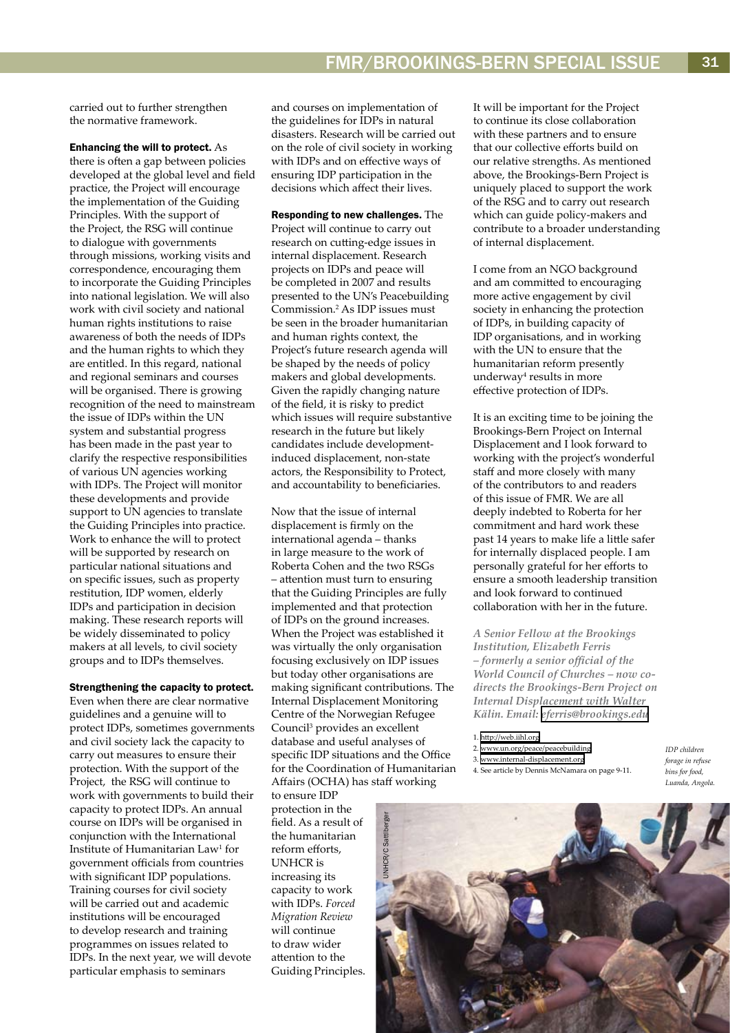carried out to further strengthen the normative framework.

**Enhancing the will to protect.** As there is often a gap between policies developed at the global level and field practice, the Project will encourage the implementation of the Guiding Principles. With the support of the Project, the RSG will continue to dialogue with governments through missions, working visits and correspondence, encouraging them to incorporate the Guiding Principles into national legislation. We will also work with civil society and national human rights institutions to raise awareness of both the needs of IDPs and the human rights to which they are entitled. In this regard, national and regional seminars and courses will be organised. There is growing recognition of the need to mainstream the issue of IDPs within the UN system and substantial progress has been made in the past year to clarify the respective responsibilities of various UN agencies working with IDPs. The Project will monitor these developments and provide support to UN agencies to translate the Guiding Principles into practice. Work to enhance the will to protect will be supported by research on particular national situations and on specific issues, such as property restitution, IDP women, elderly IDPs and participation in decision making. These research reports will be widely disseminated to policy makers at all levels, to civil society groups and to IDPs themselves.

**Strengthening the capacity to protect.** Even when there are clear normative guidelines and a genuine will to protect IDPs, sometimes governments and civil society lack the capacity to carry out measures to ensure their protection. With the support of the Project, the RSG will continue to work with governments to build their capacity to protect IDPs. An annual course on IDPs will be organised in conjunction with the International Institute of Humanitarian Law[1] for government officials from countries with significant IDP populations. Training courses for civil society will be carried out and academic institutions will be encouraged to develop research and training programmes on issues related to IDPs. In the next year, we will devote particular emphasis to seminars and courses on implementation of the guidelines for IDPs in natural disasters. Research will be carried out on the role of civil society in working with IDPs and on effective ways of ensuring IDP participation in the decisions which affect their lives.

**Responding to new challenges.** The Project will continue to carry out research on cutting-edge issues in internal displacement. Research projects on IDPs and peace will be completed in 2007 and results presented to the UN's Peacebuilding Commission.[2] As IDP issues must be seen in the broader humanitarian and human rights context, the Project's future research agenda will be shaped by the needs of policy makers and global developments. Given the rapidly changing nature of the field, it is risky to predict which issues will require substantive research in the future but likely candidates include development-induced displacement, non-state actors, the Responsibility to Protect, and accountability to beneficiaries.

Now that the issue of internal displacement is firmly on the international agenda – thanks in large measure to the work of Roberta Cohen and the two RSGs – attention must turn to ensuring that the Guiding Principles are fully implemented and that protection of IDPs on the ground increases. When the Project was established it was virtually the only organisation focusing exclusively on IDP issues but today other organisations are making significant contributions. The Internal Displacement Monitoring Centre of the Norwegian Refugee Council[3] provides an excellent database and useful analyses of specific IDP situations and the Office for the Coordination of Humanitarian Affairs (OCHA) has staff working to ensure IDP protection in the field. As a result of the humanitarian reform efforts, UNHCR is increasing its capacity to work with IDPs. *Forced Migration Review* will continue to draw wider attention to the Guiding Principles.

It will be important for the Project to continue its close collaboration with these partners and to ensure that our collective efforts build on our relative strengths. As mentioned above, the Brookings-Bern Project is uniquely placed to support the work of the RSG and to carry out research which can guide policy-makers and contribute to a broader understanding of internal displacement.

I come from an NGO background and am committed to encouraging more active engagement by civil society in enhancing the protection of IDPs, in building capacity of IDP organisations, and in working with the UN to ensure that the humanitarian reform presently underway[4] results in more effective protection of IDPs.

It is an exciting time to be joining the Brookings-Bern Project on Internal Displacement and I look forward to working with the project's wonderful staff and more closely with many of the contributors to and readers of this issue of FMR. We are all deeply indebted to Roberta for her commitment and hard work these past 14 years to make life a little safer for internally displaced people. I am personally grateful for her efforts to ensure a smooth leadership transition and look forward to continued collaboration with her in the future.

*A Senior Fellow at the Brookings Institution, Elizabeth Ferris – formerly a senior official of the World Council of Churches – now co-directs the Brookings-Bern Project on Internal Displacement with Walter Kälin. Email: eferris@brookings.edu*

1. http://web.iihl.org
2. www.un.org/peace/peacebuilding
3. www.internal-displacement.org
4. See article by Dennis McNamara on page 9-11.

UNHCR/C Sattlberger

*IDP children forage in refuse bins for food, Luanda, Angola.*